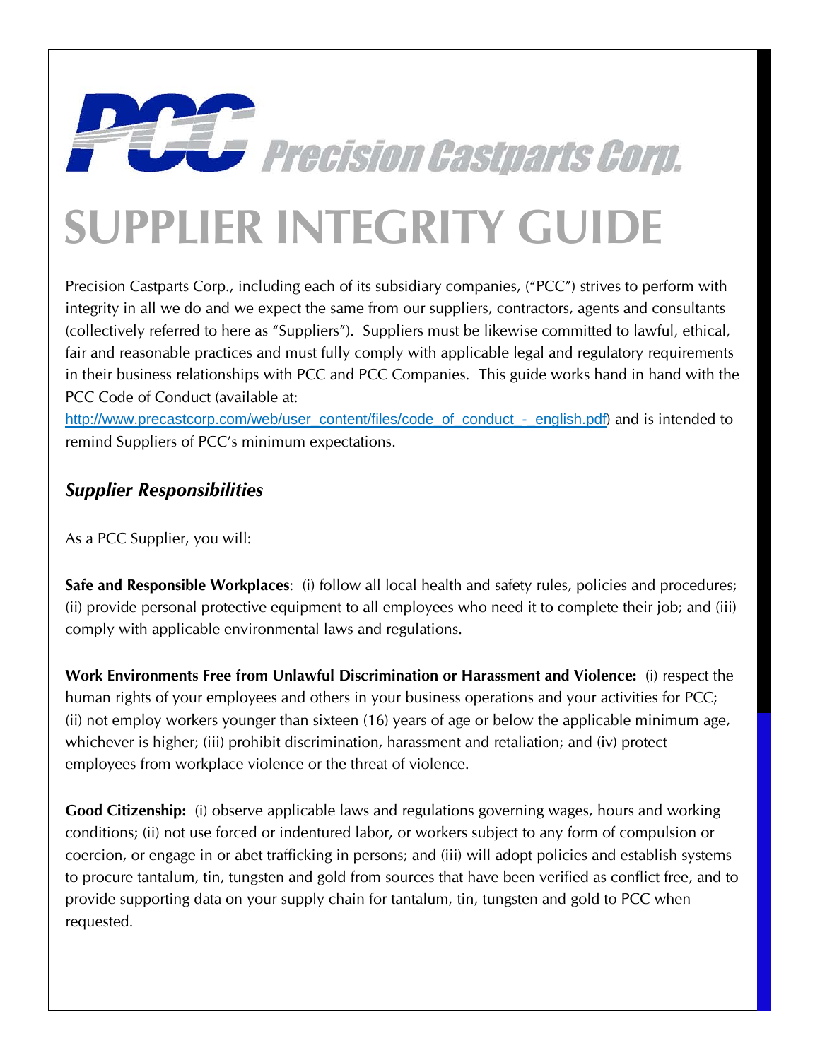Precision Castparts Corp.

# SUPPLIER INTEGRITY GUIDE

Precision Castparts Corp., including each of its subsidiary companies, ("PCC") strives to perform with integrity in all we do and we expect the same from our suppliers, contractors, agents and consultants (collectively referred to here as "Suppliers"). Suppliers must be likewise committed to lawful, ethical, fair and reasonable practices and must fully comply with applicable legal and regulatory requirements in their business relationships with PCC and PCC Companies. This guide works hand in hand with the PCC Code of Conduct (available at: http://www.precastcorp.com/web/user_content/files/code_of_conduct_-_english.pdf) and is intended to remind Suppliers of PCC's minimum expectations.

## *Supplier Responsibilities*

As a PCC Supplier, you will:

**Safe and Responsible Workplaces**: (i) follow all local health and safety rules, policies and procedures; (ii) provide personal protective equipment to all employees who need it to complete their job; and (iii) comply with applicable environmental laws and regulations.

**Work Environments Free from Unlawful Discrimination or Harassment and Violence:** (i) respect the human rights of your employees and others in your business operations and your activities for PCC; (ii) not employ workers younger than sixteen (16) years of age or below the applicable minimum age, whichever is higher; (iii) prohibit discrimination, harassment and retaliation; and (iv) protect employees from workplace violence or the threat of violence.

**Good Citizenship:** (i) observe applicable laws and regulations governing wages, hours and working conditions; (ii) not use forced or indentured labor, or workers subject to any form of compulsion or coercion, or engage in or abet trafficking in persons; and (iii) will adopt policies and establish systems to procure tantalum, tin, tungsten and gold from sources that have been verified as conflict free, and to provide supporting data on your supply chain for tantalum, tin, tungsten and gold to PCC when requested.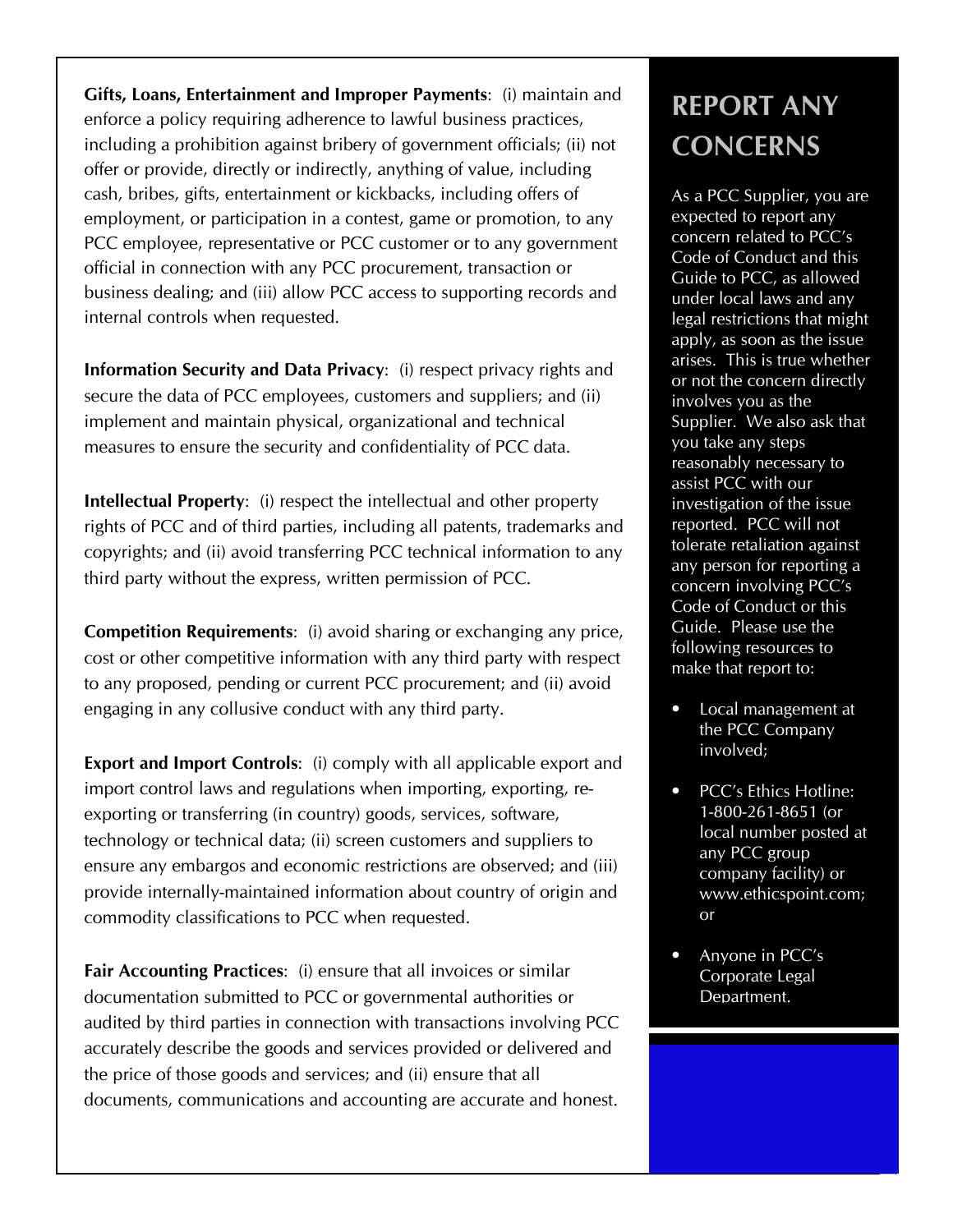**Gifts, Loans, Entertainment and Improper Payments**: (i) maintain and enforce a policy requiring adherence to lawful business practices, including a prohibition against bribery of government officials; (ii) not offer or provide, directly or indirectly, anything of value, including cash, bribes, gifts, entertainment or kickbacks, including offers of employment, or participation in a contest, game or promotion, to any PCC employee, representative or PCC customer or to any government official in connection with any PCC procurement, transaction or business dealing; and (iii) allow PCC access to supporting records and internal controls when requested.

**Information Security and Data Privacy**: (i) respect privacy rights and secure the data of PCC employees, customers and suppliers; and (ii) implement and maintain physical, organizational and technical measures to ensure the security and confidentiality of PCC data.

**Intellectual Property**: (i) respect the intellectual and other property rights of PCC and of third parties, including all patents, trademarks and copyrights; and (ii) avoid transferring PCC technical information to any third party without the express, written permission of PCC.

**Competition Requirements**: (i) avoid sharing or exchanging any price, cost or other competitive information with any third party with respect to any proposed, pending or current PCC procurement; and (ii) avoid engaging in any collusive conduct with any third party.

**Export and Import Controls**: (i) comply with all applicable export and import control laws and regulations when importing, exporting, re-exporting or transferring (in country) goods, services, software, technology or technical data; (ii) screen customers and suppliers to ensure any embargos and economic restrictions are observed; and (iii) provide internally-maintained information about country of origin and commodity classifications to PCC when requested.

**Fair Accounting Practices**: (i) ensure that all invoices or similar documentation submitted to PCC or governmental authorities or audited by third parties in connection with transactions involving PCC accurately describe the goods and services provided or delivered and the price of those goods and services; and (ii) ensure that all documents, communications and accounting are accurate and honest.

## REPORT ANY CONCERNS

As a PCC Supplier, you are expected to report any concern related to PCC's Code of Conduct and this Guide to PCC, as allowed under local laws and any legal restrictions that might apply, as soon as the issue arises. This is true whether or not the concern directly involves you as the Supplier. We also ask that you take any steps reasonably necessary to assist PCC with our investigation of the issue reported. PCC will not tolerate retaliation against any person for reporting a concern involving PCC's Code of Conduct or this Guide. Please use the following resources to make that report to:

- Local management at the PCC Company involved;
- PCC's Ethics Hotline: 1-800-261-8651 (or local number posted at any PCC group company facility) or www.ethicspoint.com; or
- Anyone in PCC's Corporate Legal Department.